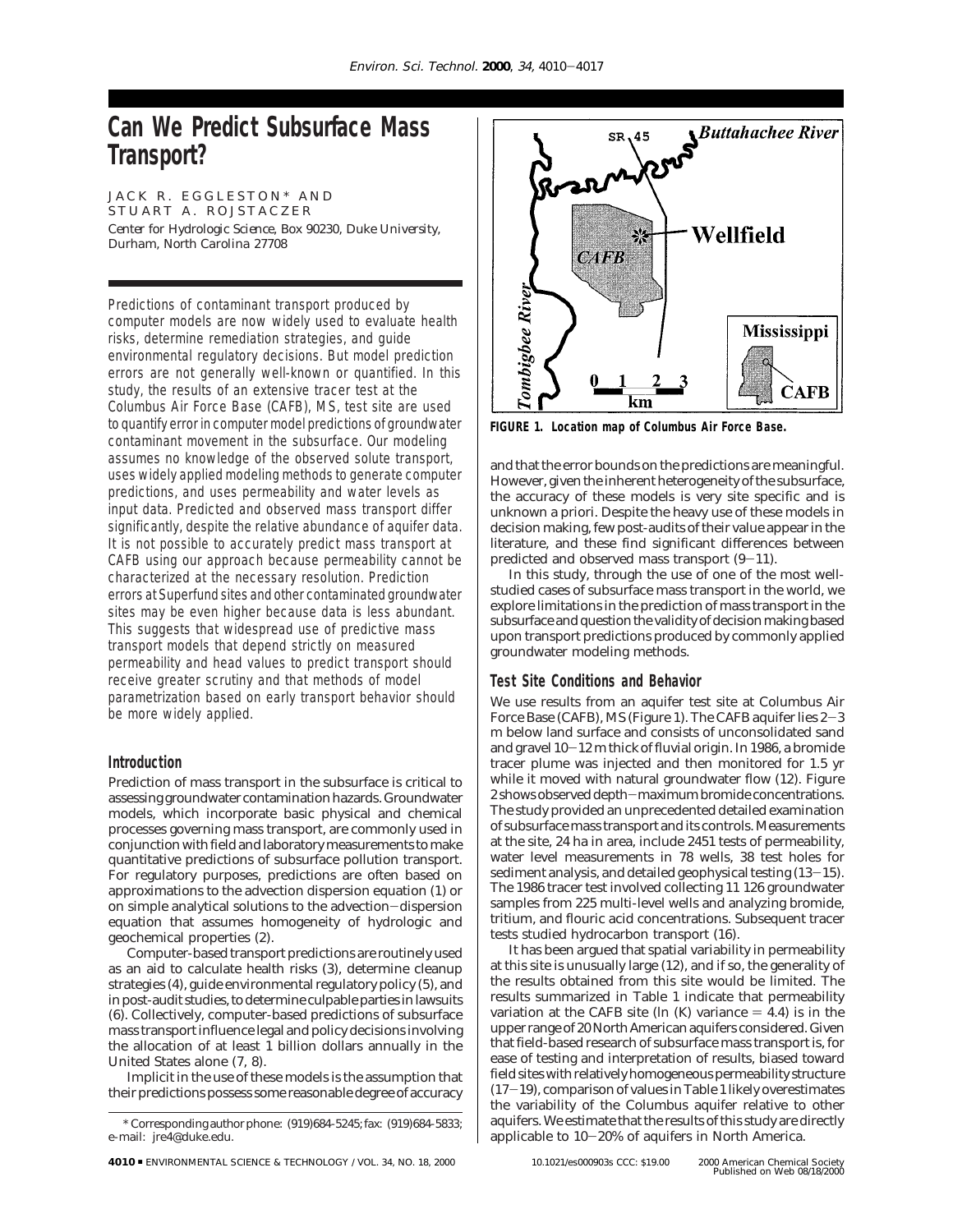# Can We Predict Subsurface Mass Transport?

JACK R. EGGLESTON* AND STUART A. ROJSTACZER

*Center for Hydrologic Science, Box 90230, Duke University, Durham, North Carolina 27708*

Predictions of contaminant transport produced by computer models are now widely used to evaluate health risks, determine remediation strategies, and guide environmental regulatory decisions. But model prediction errors are not generally well-known or quantified. In this study, the results of an extensive tracer test at the Columbus Air Force Base (CAFB), MS, test site are used to quantify error in computer model predictions of groundwater contaminant movement in the subsurface. Our modeling assumes no knowledge of the observed solute transport, uses widely applied modeling methods to generate computer predictions, and uses permeability and water levels as input data. Predicted and observed mass transport differ significantly, despite the relative abundance of aquifer data. It is not possible to accurately predict mass transport at CAFB using our approach because permeability cannot be characterized at the necessary resolution. Prediction errors at Superfund sites and other contaminated groundwater sites may be even higher because data is less abundant. This suggests that widespread use of predictive mass transport models that depend strictly on measured permeability and head values to predict transport should receive greater scrutiny and that methods of model parametrization based on early transport behavior should be more widely applied.

## Introduction

Prediction of mass transport in the subsurface is critical to assessing groundwater contamination hazards. Groundwater models, which incorporate basic physical and chemical processes governing mass transport, are commonly used in conjunction with field and laboratory measurements to make quantitative predictions of subsurface pollution transport. For regulatory purposes, predictions are often based on approximations to the advection dispersion equation (1) or on simple analytical solutions to the advection−dispersion equation that assumes homogeneity of hydrologic and geochemical properties (2).

Computer-based transport predictions are routinely used as an aid to calculate health risks (3), determine cleanup strategies (4), guide environmental regulatory policy (5), and in post-audit studies, to determine culpable parties in lawsuits (6). Collectively, computer-based predictions of subsurface mass transport influence legal and policy decisions involving the allocation of at least 1 billion dollars annually in the United States alone (7, 8).

Implicit in the use of these models is the assumption that their predictions possess some reasonable degree of accuracy

\* Corresponding author phone: (919)684-5245; fax: (919)684-5833; e-mail: jre4@duke.edu.

**FIGURE 1. Location map of Columbus Air Force Base.**

and that the error bounds on the predictions are meaningful. However, given the inherent heterogeneity of the subsurface, the accuracy of these models is very site specific and is unknown a priori. Despite the heavy use of these models in decision making, few post-audits of their value appear in the literature, and these find significant differences between predicted and observed mass transport (9−11).

In this study, through the use of one of the most well-studied cases of subsurface mass transport in the world, we explore limitations in the prediction of mass transport in the subsurface and question the validity of decision making based upon transport predictions produced by commonly applied groundwater modeling methods.

## Test Site Conditions and Behavior

We use results from an aquifer test site at Columbus Air Force Base (CAFB), MS (Figure 1). The CAFB aquifer lies 2−3 m below land surface and consists of unconsolidated sand and gravel 10−12 m thick of fluvial origin. In 1986, a bromide tracer plume was injected and then monitored for 1.5 yr while it moved with natural groundwater flow (12). Figure 2 shows observed depth−maximum bromide concentrations. The study provided an unprecedented detailed examination of subsurface mass transport and its controls. Measurements at the site, 24 ha in area, include 2451 tests of permeability, water level measurements in 78 wells, 38 test holes for sediment analysis, and detailed geophysical testing (13−15). The 1986 tracer test involved collecting 11 126 groundwater samples from 225 multi-level wells and analyzing bromide, tritium, and flouric acid concentrations. Subsequent tracer tests studied hydrocarbon transport (16).

It has been argued that spatial variability in permeability at this site is unusually large (12), and if so, the generality of the results obtained from this site would be limited. The results summarized in Table 1 indicate that permeability variation at the CAFB site (ln (K) variance = 4.4) is in the upper range of 20 North American aquifers considered. Given that field-based research of subsurface mass transport is, for ease of testing and interpretation of results, biased toward field sites with relatively homogeneous permeability structure (17−19), comparison of values in Table 1 likely overestimates the variability of the Columbus aquifer relative to other aquifers. We estimate that the results of this study are directly applicable to 10−20% of aquifers in North America.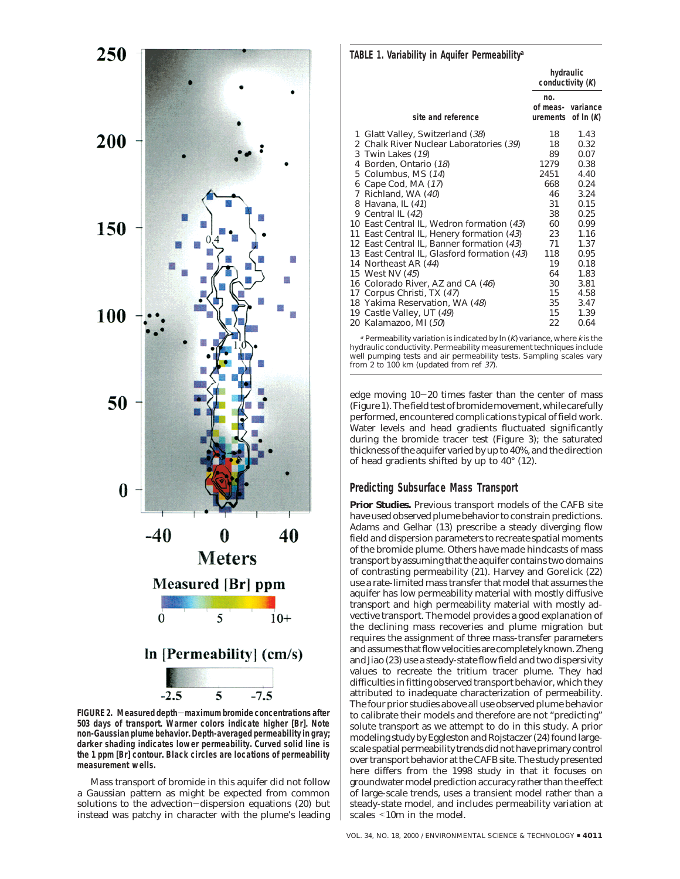FIGURE 2. Measured depth−maximum bromide concentrations after 503 days of transport. Warmer colors indicate higher [Br]. Note non-Gaussian plume behavior. Depth-averaged permeability in gray; darker shading indicates lower permeability. Curved solid line is the 1 ppm [Br] contour. Black circles are locations of permeability measurement wells.

Mass transport of bromide in this aquifer did not follow a Gaussian pattern as might be expected from common solutions to the advection−dispersion equations (20) but instead was patchy in character with the plume's leading edge moving 10−20 times faster than the center of mass (Figure 1). The field test of bromide movement, while carefully performed, encountered complications typical of field work. Water levels and head gradients fluctuated significantly during the bromide tracer test (Figure 3); the saturated thickness of the aquifer varied by up to 40%, and the direction of head gradients shifted by up to 40° (12).

**TABLE 1. Variability in Aquifer Permeability[a]**

| site and reference | hydraulic conductivity (K) no. of measurements | variance of ln (K) |
|---|---|---|
| 1 Glatt Valley, Switzerland (38) | 18 | 1.43 |
| 2 Chalk River Nuclear Laboratories (39) | 18 | 0.32 |
| 3 Twin Lakes (19) | 89 | 0.07 |
| 4 Borden, Ontario (18) | 1279 | 0.38 |
| 5 Columbus, MS (14) | 2451 | 4.40 |
| 6 Cape Cod, MA (17) | 668 | 0.24 |
| 7 Richland, WA (40) | 46 | 3.24 |
| 8 Havana, IL (41) | 31 | 0.15 |
| 9 Central IL (42) | 38 | 0.25 |
| 10 East Central IL, Wedron formation (43) | 60 | 0.99 |
| 11 East Central IL, Henery formation (43) | 23 | 1.16 |
| 12 East Central IL, Banner formation (43) | 71 | 1.37 |
| 13 East Central IL, Glasford formation (43) | 118 | 0.95 |
| 14 Northeast AR (44) | 19 | 0.18 |
| 15 West NV (45) | 64 | 1.83 |
| 16 Colorado River, AZ and CA (46) | 30 | 3.81 |
| 17 Corpus Christi, TX (47) | 15 | 4.58 |
| 18 Yakima Reservation, WA (48) | 35 | 3.47 |
| 19 Castle Valley, UT (49) | 15 | 1.39 |
| 20 Kalamazoo, MI (50) | 22 | 0.64 |

[a] Permeability variation is indicated by ln (K) variance, where k is the hydraulic conductivity. Permeability measurement techniques include well pumping tests and air permeability tests. Sampling scales vary from 2 to 100 km (updated from ref 37).

## Predicting Subsurface Mass Transport

**Prior Studies.** Previous transport models of the CAFB site have used observed plume behavior to constrain predictions. Adams and Gelhar (13) prescribe a steady diverging flow field and dispersion parameters to recreate spatial moments of the bromide plume. Others have made hindcasts of mass transport by assuming that the aquifer contains two domains of contrasting permeability (21). Harvey and Gorelick (22) use a rate-limited mass transfer that model that assumes the aquifer has low permeability material with mostly diffusive transport and high permeability material with mostly advective transport. The model provides a good explanation of the declining mass recoveries and plume migration but requires the assignment of three mass-transfer parameters and assumes that flow velocities are completely known. Zheng and Jiao (23) use a steady-state flow field and two dispersivity values to recreate the tritium tracer plume. They had difficulties in fitting observed transport behavior, which they attributed to inadequate characterization of permeability. The four prior studies above all use observed plume behavior to calibrate their models and therefore are not "predicting" solute transport as we attempt to do in this study. A prior modeling study by Eggleston and Rojstaczer (24) found large-scale spatial permeability trends did not have primary control over transport behavior at the CAFB site. The study presented here differs from the 1998 study in that it focuses on groundwater model prediction accuracy rather than the effect of large-scale trends, uses a transient model rather than a steady-state model, and includes permeability variation at scales <10m in the model.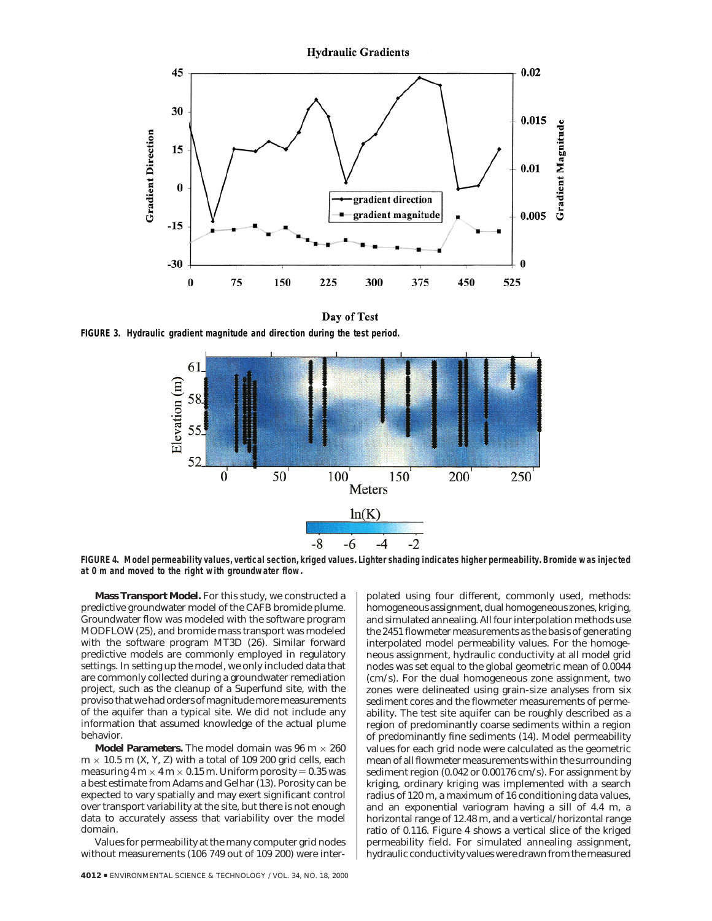**FIGURE 3. Hydraulic gradient magnitude and direction during the test period.**

**FIGURE 4. Model permeability values, vertical section, kriged values. Lighter shading indicates higher permeability. Bromide was injected at 0 m and moved to the right with groundwater flow.**

**Mass Transport Model.** For this study, we constructed a predictive groundwater model of the CAFB bromide plume. Groundwater flow was modeled with the software program MODFLOW (25), and bromide mass transport was modeled with the software program MT3D (26). Similar forward predictive models are commonly employed in regulatory settings. In setting up the model, we only included data that are commonly collected during a groundwater remediation project, such as the cleanup of a Superfund site, with the proviso that we had orders of magnitude more measurements of the aquifer than a typical site. We did not include any information that assumed knowledge of the actual plume behavior.

**Model Parameters.** The model domain was 96 m × 260 m × 10.5 m (X, Y, Z) with a total of 109 200 grid cells, each measuring 4 m × 4 m × 0.15 m. Uniform porosity = 0.35 was a best estimate from Adams and Gelhar (13). Porosity can be expected to vary spatially and may exert significant control over transport variability at the site, but there is not enough data to accurately assess that variability over the model domain.

Values for permeability at the many computer grid nodes without measurements (106 749 out of 109 200) were interpolated using four different, commonly used, methods: homogeneous assignment, dual homogeneous zones, kriging, and simulated annealing. All four interpolation methods use the 2451 flowmeter measurements as the basis of generating interpolated model permeability values. For the homogeneous assignment, hydraulic conductivity at all model grid nodes was set equal to the global geometric mean of 0.0044 (cm/s). For the dual homogeneous zone assignment, two zones were delineated using grain-size analyses from six sediment cores and the flowmeter measurements of permeability. The test site aquifer can be roughly described as a region of predominantly coarse sediments within a region of predominantly fine sediments (14). Model permeability values for each grid node were calculated as the geometric mean of all flowmeter measurements within the surrounding sediment region (0.042 or 0.00176 cm/s). For assignment by kriging, ordinary kriging was implemented with a search radius of 120 m, a maximum of 16 conditioning data values, and an exponential variogram having a sill of 4.4 m, a horizontal range of 12.48 m, and a vertical/horizontal range ratio of 0.116. Figure 4 shows a vertical slice of the kriged permeability field. For simulated annealing assignment, hydraulic conductivity values were drawn from the measured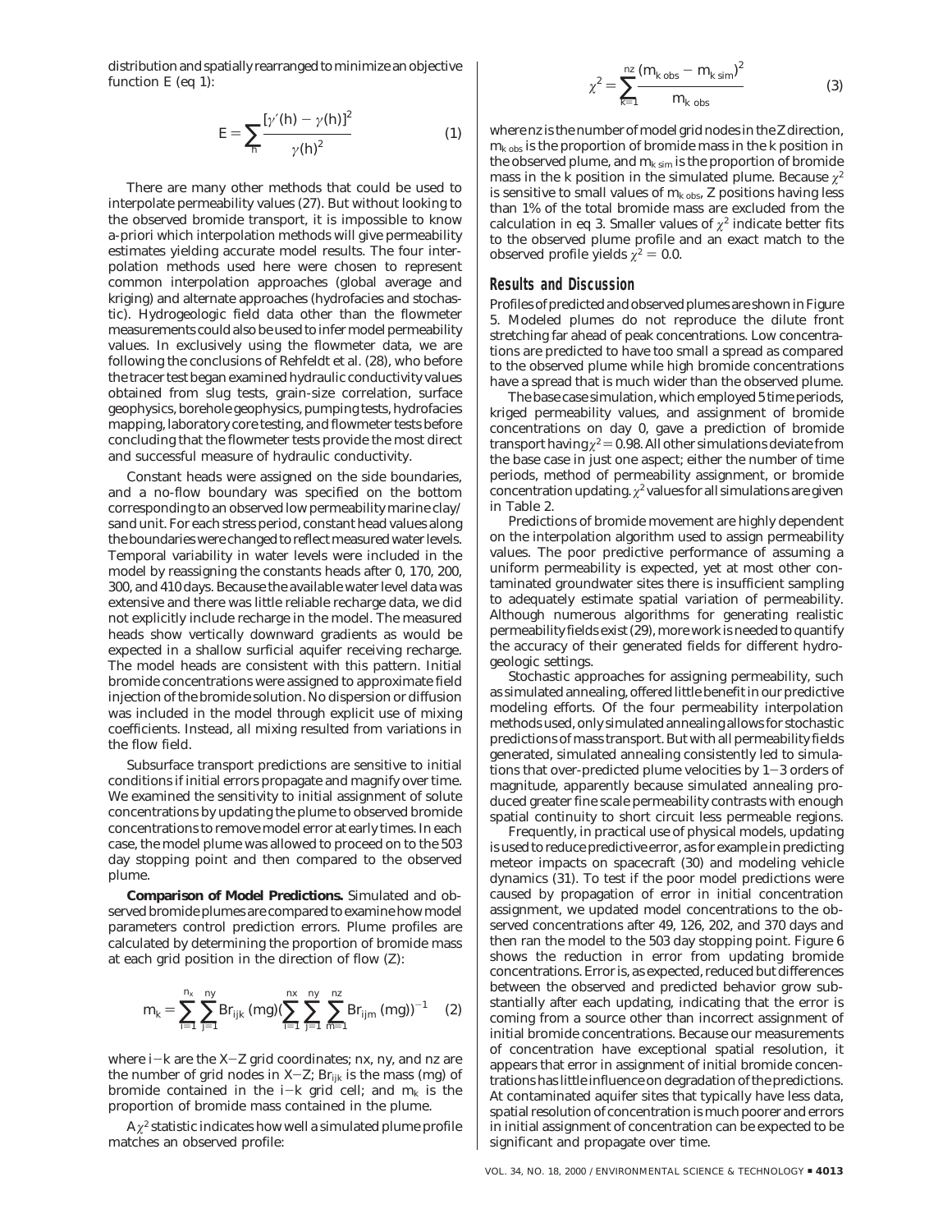distribution and spatially rearranged to minimize an objective function E (eq 1):

$$E = \sum_{h} \frac{[\gamma'(h) - \gamma(h)]^2}{\gamma(h)^2} \quad (1)$$

There are many other methods that could be used to interpolate permeability values (27). But without looking to the observed bromide transport, it is impossible to know a-priori which interpolation methods will give permeability estimates yielding accurate model results. The four interpolation methods used here were chosen to represent common interpolation approaches (global average and kriging) and alternate approaches (hydrofacies and stochastic). Hydrogeologic field data other than the flowmeter measurements could also be used to infer model permeability values. In exclusively using the flowmeter data, we are following the conclusions of Rehfeldt et al. (28), who before the tracer test began examined hydraulic conductivity values obtained from slug tests, grain-size correlation, surface geophysics, borehole geophysics, pumping tests, hydrofacies mapping, laboratory core testing, and flowmeter tests before concluding that the flowmeter tests provide the most direct and successful measure of hydraulic conductivity.

Constant heads were assigned on the side boundaries, and a no-flow boundary was specified on the bottom corresponding to an observed low permeability marine clay/sand unit. For each stress period, constant head values along the boundaries were changed to reflect measured water levels. Temporal variability in water levels were included in the model by reassigning the constants heads after 0, 170, 200, 300, and 410 days. Because the available water level data was extensive and there was little reliable recharge data, we did not explicitly include recharge in the model. The measured heads show vertically downward gradients as would be expected in a shallow surficial aquifer receiving recharge. The model heads are consistent with this pattern. Initial bromide concentrations were assigned to approximate field injection of the bromide solution. No dispersion or diffusion was included in the model through explicit use of mixing coefficients. Instead, all mixing resulted from variations in the flow field.

Subsurface transport predictions are sensitive to initial conditions if initial errors propagate and magnify over time. We examined the sensitivity to initial assignment of solute concentrations by updating the plume to observed bromide concentrations to remove model error at early times. In each case, the model plume was allowed to proceed on to the 503 day stopping point and then compared to the observed plume.

**Comparison of Model Predictions.** Simulated and observed bromide plumes are compared to examine how model parameters control prediction errors. Plume profiles are calculated by determining the proportion of bromide mass at each grid position in the direction of flow (Z):

$$m_k = \sum_{i=1}^{n_x} \sum_{j=1}^{ny} Br_{ijk}\,(\mathrm{mg}) \left( \sum_{i=1}^{nx} \sum_{j=1}^{ny} \sum_{m=1}^{nz} Br_{ijm}\,(\mathrm{mg}) \right)^{-1} \quad (2)$$

where $i-k$ are the $X-Z$ grid coordinates; $nx$, $ny$, and $nz$ are the number of grid nodes in $X-Z$; $Br_{ijk}$ is the mass (mg) of bromide contained in the $i-k$ grid cell; and $m_k$ is the proportion of bromide mass contained in the plume.

A $\chi^2$ statistic indicates how well a simulated plume profile matches an observed profile:

$$\chi^2 = \sum_{k=1}^{nz} \frac{(m_{k\,obs} - m_{k\,sim})^2}{m_{k\,obs}} \quad (3)$$

where $nz$ is the number of model grid nodes in the Z direction, $m_{k\,obs}$ is the proportion of bromide mass in the k position in the observed plume, and $m_{k\,sim}$ is the proportion of bromide mass in the k position in the simulated plume. Because $\chi^2$ is sensitive to small values of $m_{k\,obs}$, Z positions having less than 1% of the total bromide mass are excluded from the calculation in eq 3. Smaller values of $\chi^2$ indicate better fits to the observed plume profile and an exact match to the observed profile yields $\chi^2 = 0.0$.

## Results and Discussion

Profiles of predicted and observed plumes are shown in Figure 5. Modeled plumes do not reproduce the dilute front stretching far ahead of peak concentrations. Low concentrations are predicted to have too small a spread as compared to the observed plume while high bromide concentrations have a spread that is much wider than the observed plume.

The base case simulation, which employed 5 time periods, kriged permeability values, and assignment of bromide concentrations on day 0, gave a prediction of bromide transport having $\chi^2 = 0.98$. All other simulations deviate from the base case in just one aspect; either the number of time periods, method of permeability assignment, or bromide concentration updating. $\chi^2$ values for all simulations are given in Table 2.

Predictions of bromide movement are highly dependent on the interpolation algorithm used to assign permeability values. The poor predictive performance of assuming a uniform permeability is expected, yet at most other contaminated groundwater sites there is insufficient sampling to adequately estimate spatial variation of permeability. Although numerous algorithms for generating realistic permeability fields exist (29), more work is needed to quantify the accuracy of their generated fields for different hydrogeologic settings.

Stochastic approaches for assigning permeability, such as simulated annealing, offered little benefit in our predictive modeling efforts. Of the four permeability interpolation methods used, only simulated annealing allows for stochastic predictions of mass transport. But with all permeability fields generated, simulated annealing consistently led to simulations that over-predicted plume velocities by 1−3 orders of magnitude, apparently because simulated annealing produced greater fine scale permeability contrasts with enough spatial continuity to short circuit less permeable regions.

Frequently, in practical use of physical models, updating is used to reduce predictive error, as for example in predicting meteor impacts on spacecraft (30) and modeling vehicle dynamics (31). To test if the poor model predictions were caused by propagation of error in initial concentration assignment, we updated model concentrations to the observed concentrations after 49, 126, 202, and 370 days and then ran the model to the 503 day stopping point. Figure 6 shows the reduction in error from updating bromide concentrations. Error is, as expected, reduced but differences between the observed and predicted behavior grow substantially after each updating, indicating that the error is coming from a source other than incorrect assignment of initial bromide concentrations. Because our measurements of concentration have exceptional spatial resolution, it appears that error in assignment of initial bromide concentrations has little influence on degradation of the predictions. At contaminated aquifer sites that typically have less data, spatial resolution of concentration is much poorer and errors in initial assignment of concentration can be expected to be significant and propagate over time.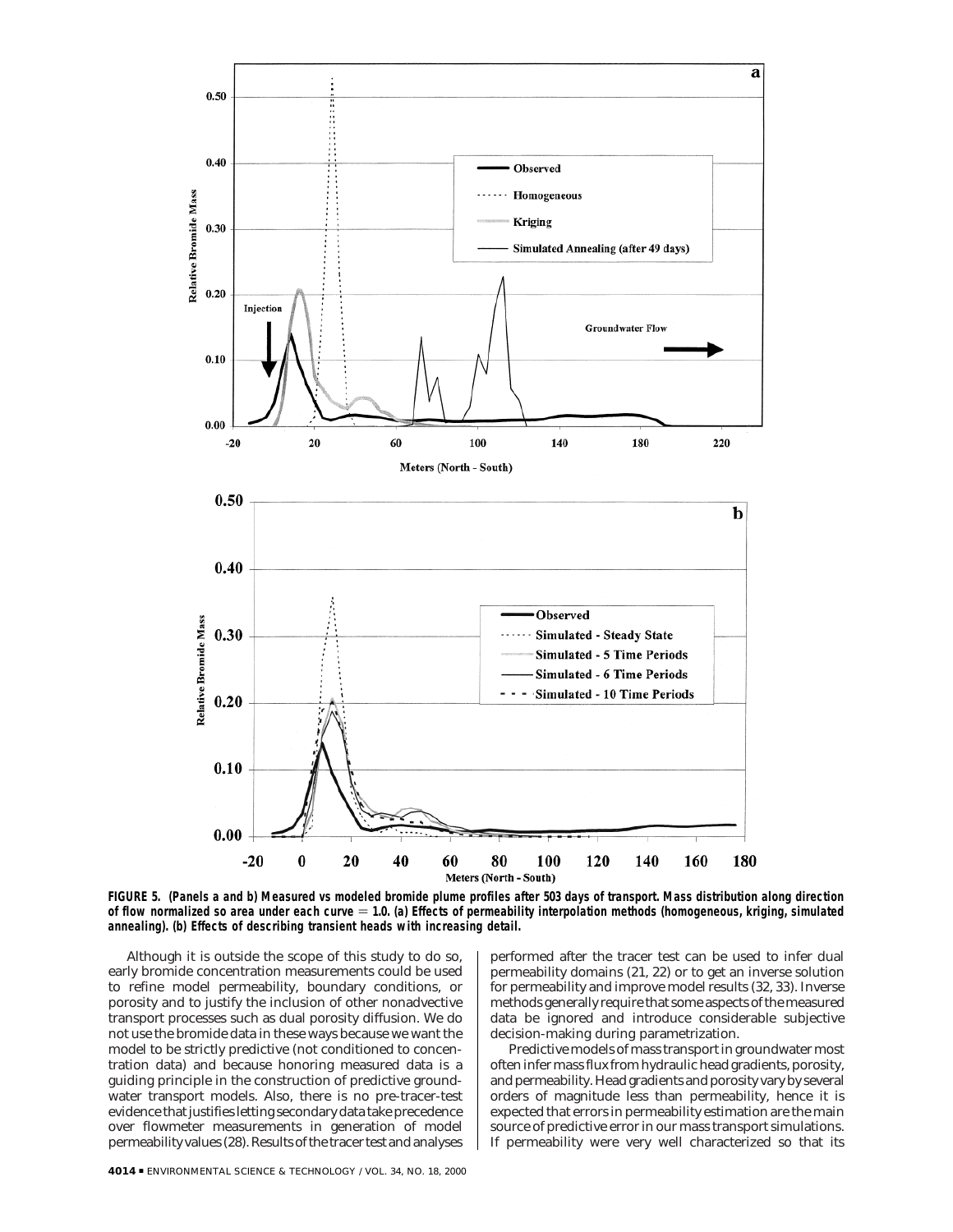FIGURE 5. (Panels a and b) Measured vs modeled bromide plume profiles after 503 days of transport. Mass distribution along direction of flow normalized so area under each curve = 1.0. (a) Effects of permeability interpolation methods (homogeneous, kriging, simulated annealing). (b) Effects of describing transient heads with increasing detail.

Although it is outside the scope of this study to do so, early bromide concentration measurements could be used to refine model permeability, boundary conditions, or porosity and to justify the inclusion of other nonadvective transport processes such as dual porosity diffusion. We do not use the bromide data in these ways because we want the model to be strictly predictive (not conditioned to concentration data) and because honoring measured data is a guiding principle in the construction of predictive groundwater transport models. Also, there is no pre-tracer-test evidence that justifies letting secondary data take precedence over flowmeter measurements in generation of model permeability values (28). Results of the tracer test and analyses performed after the tracer test can be used to infer dual permeability domains (21, 22) or to get an inverse solution for permeability and improve model results (32, 33). Inverse methods generally require that some aspects of the measured data be ignored and introduce considerable subjective decision-making during parametrization.

Predictive models of mass transport in groundwater most often infer mass flux from hydraulic head gradients, porosity, and permeability. Head gradients and porosity vary by several orders of magnitude less than permeability, hence it is expected that errors in permeability estimation are the main source of predictive error in our mass transport simulations. If permeability were very well characterized so that its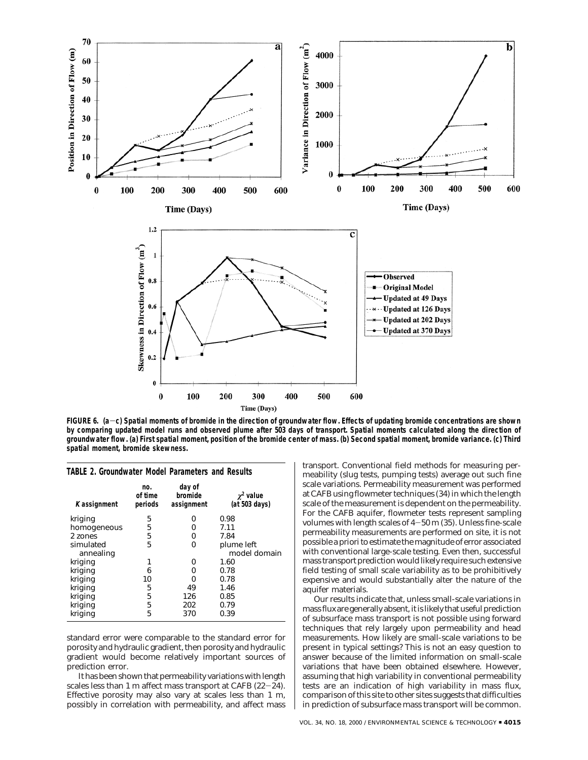**FIGURE 6. (a−c) Spatial moments of bromide in the direction of groundwater flow. Effects of updating bromide concentrations are shown by comparing updated model runs and observed plume after 503 days of transport. Spatial moments calculated along the direction of groundwater flow. (a) First spatial moment, position of the bromide center of mass. (b) Second spatial moment, bromide variance. (c) Third spatial moment, bromide skewness.**

**TABLE 2. Groundwater Model Parameters and Results**

| *K* assignment | no. of time periods | day of bromide assignment | $\chi^2$ value (at 503 days) |
|---|---|---|---|
| kriging | 5 | 0 | 0.98 |
| homogeneous | 5 | 0 | 7.11 |
| 2 zones | 5 | 0 | 7.84 |
| simulated annealing | 5 | 0 | plume left model domain |
| kriging | 1 | 0 | 1.60 |
| kriging | 6 | 0 | 0.78 |
| kriging | 10 | 0 | 0.78 |
| kriging | 5 | 49 | 1.46 |
| kriging | 5 | 126 | 0.85 |
| kriging | 5 | 202 | 0.79 |
| kriging | 5 | 370 | 0.39 |

standard error were comparable to the standard error for porosity and hydraulic gradient, then porosity and hydraulic gradient would become relatively important sources of prediction error.

It has been shown that permeability variations with length scales less than 1 m affect mass transport at CAFB (22−24). Effective porosity may also vary at scales less than 1 m, possibly in correlation with permeability, and affect mass transport. Conventional field methods for measuring permeability (slug tests, pumping tests) average out such fine scale variations. Permeability measurement was performed at CAFB using flowmeter techniques (34) in which the length scale of the measurement is dependent on the permeability. For the CAFB aquifer, flowmeter tests represent sampling volumes with length scales of 4−50 m (35). Unless fine-scale permeability measurements are performed on site, it is not possible a priori to estimate the magnitude of error associated with conventional large-scale testing. Even then, successful mass transport prediction would likely require such extensive field testing of small scale variability as to be prohibitively expensive and would substantially alter the nature of the aquifer materials.

Our results indicate that, unless small-scale variations in mass flux are generally absent, it is likely that useful prediction of subsurface mass transport is not possible using forward techniques that rely largely upon permeability and head measurements. How likely are small-scale variations to be present in typical settings? This is not an easy question to answer because of the limited information on small-scale variations that have been obtained elsewhere. However, assuming that high variability in conventional permeability tests are an indication of high variability in mass flux, comparison of this site to other sites suggests that difficulties in prediction of subsurface mass transport will be common.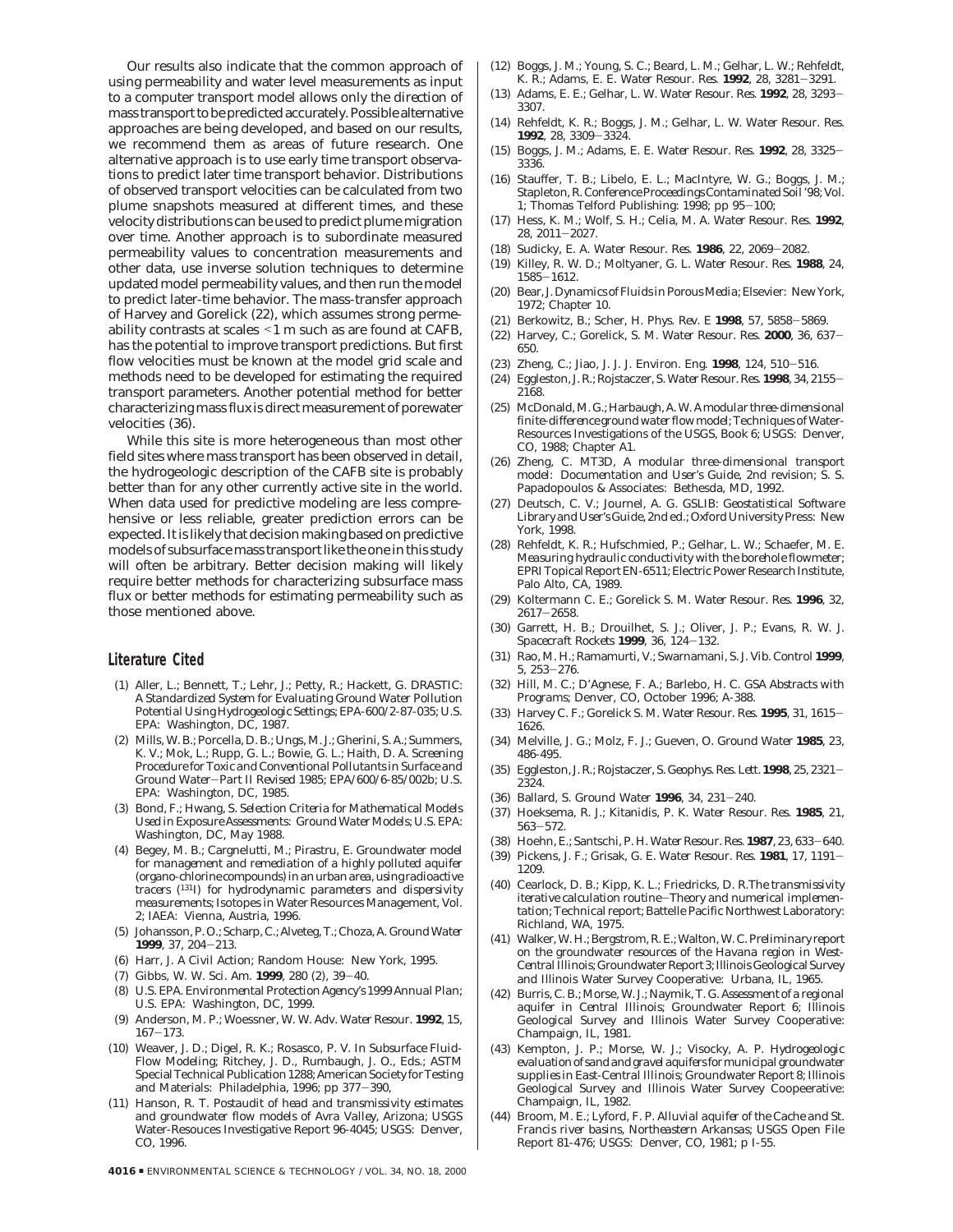Our results also indicate that the common approach of using permeability and water level measurements as input to a computer transport model allows only the direction of mass transport to be predicted accurately. Possible alternative approaches are being developed, and based on our results, we recommend them as areas of future research. One alternative approach is to use early time transport observations to predict later time transport behavior. Distributions of observed transport velocities can be calculated from two plume snapshots measured at different times, and these velocity distributions can be used to predict plume migration over time. Another approach is to subordinate measured permeability values to concentration measurements and other data, use inverse solution techniques to determine updated model permeability values, and then run the model to predict later-time behavior. The mass-transfer approach of Harvey and Gorelick (22), which assumes strong permeability contrasts at scales <1 m such as are found at CAFB, has the potential to improve transport predictions. But first flow velocities must be known at the model grid scale and methods need to be developed for estimating the required transport parameters. Another potential method for better characterizing mass flux is direct measurement of porewater velocities (36).

While this site is more heterogeneous than most other field sites where mass transport has been observed in detail, the hydrogeologic description of the CAFB site is probably better than for any other currently active site in the world. When data used for predictive modeling are less comprehensive or less reliable, greater prediction errors can be expected. It is likely that decision making based on predictive models of subsurface mass transport like the one in this study will often be arbitrary. Better decision making will likely require better methods for characterizing subsurface mass flux or better methods for estimating permeability such as those mentioned above.

## Literature Cited

(1) Aller, L.; Bennett, T.; Lehr, J.; Petty, R.; Hackett, G. *DRASTIC: A Standardized System for Evaluating Ground Water Pollution Potential Using Hydrogeologic Settings*; EPA-600/2-87-035; U.S. EPA: Washington, DC, 1987.

(2) Mills, W. B.; Porcella, D. B.; Ungs, M. J.; Gherini, S. A.; Summers, K. V.; Mok, L.; Rupp, G. L.; Bowie, G. L.; Haith, D. A. *Screening Procedure for Toxic and Conventional Pollutants in Surface and Ground Water*–*Part II Revised 1985*; EPA/600/6-85/002b; U.S. EPA: Washington, DC, 1985.

(3) Bond, F.; Hwang, S. *Selection Criteria for Mathematical Models Used in Exposure Assessments: Ground Water Models*; U.S. EPA: Washington, DC, May 1988.

(4) Begey, M. B.; Cargnelutti, M.; Pirastru, E. Groundwater model for management and remediation of a highly polluted aquifer (organo-chlorine compounds) in an urban area, using radioactive tracers ([131]I) for hydrodynamic parameters and dispersivity measurements; *Isotopes in Water Resources Management*, Vol. 2; IAEA: Vienna, Austria, 1996.

(5) Johansson, P. O.; Scharp, C.; Alveteg, T.; Choza, A. *Ground Water* **1999**, *37*, 204–213.

(6) Harr, J. *A Civil Action*; Random House: New York, 1995.

(7) Gibbs, W. W. *Sci. Am.* **1999**, *280* (2), 39–40.

(8) U.S. EPA. *Environmental Protection Agency's 1999 Annual Plan*; U.S. EPA: Washington, DC, 1999.

(9) Anderson, M. P.; Woessner, W. W. *Adv. Water Resour.* **1992**, *15*, 167–173.

(10) Weaver, J. D.; Digel, R. K.; Rosasco, P. V. In *Subsurface Fluid-Flow Modeling*; Ritchey, J. D., Rumbaugh, J. O., Eds.; ASTM Special Technical Publication 1288; American Society for Testing and Materials: Philadelphia, 1996; pp 377–390,

(11) Hanson, R. T. *Postaudit of head and transmissivity estimates and groundwater flow models of Avra Valley, Arizona*; USGS Water-Resouces Investigative Report 96-4045; USGS: Denver, CO, 1996.

(12) Boggs, J. M.; Young, S. C.; Beard, L. M.; Gelhar, L. W.; Rehfeldt, K. R.; Adams, E. E. *Water Resour. Res.* **1992**, *28*, 3281–3291.

(13) Adams, E. E.; Gelhar, L. W. *Water Resour. Res.* **1992**, *28*, 3293–3307.

(14) Rehfeldt, K. R.; Boggs, J. M.; Gelhar, L. W. *Water Resour. Res.* **1992**, *28*, 3309–3324.

(15) Boggs, J. M.; Adams, E. E. *Water Resour. Res.* **1992**, *28*, 3325–3336.

(16) Stauffer, T. B.; Libelo, E. L.; MacIntyre, W. G.; Boggs, J. M.; Stapleton, R. *Conference Proceedings Contaminated Soil '98*; Vol. 1; Thomas Telford Publishing: 1998; pp 95–100;

(17) Hess, K. M.; Wolf, S. H.; Celia, M. A. *Water Resour. Res.* **1992**, *28*, 2011–2027.

(18) Sudicky, E. A. *Water Resour. Res.* **1986**, *22*, 2069–2082.

(19) Killey, R. W. D.; Moltyaner, G. L. *Water Resour. Res.* **1988**, *24*, 1585–1612.

(20) Bear, J. *Dynamics of Fluids in Porous Media*; Elsevier: New York, 1972; Chapter 10.

(21) Berkowitz, B.; Scher, H. *Phys. Rev. E* **1998**, *57*, 5858–5869.

(22) Harvey, C.; Gorelick, S. M. *Water Resour. Res.* **2000**, *36*, 637–650.

(23) Zheng, C.; Jiao, J. J. *J. Environ. Eng.* **1998**, *124*, 510–516.

(24) Eggleston, J. R.; Rojstaczer, S. *Water Resour. Res.* **1998**, *34*, 2155–2168.

(25) McDonald, M. G.; Harbaugh, A. W. *A modular three-dimensional finite-difference ground water flow model*; Techniques of Water-Resources Investigations of the USGS, Book 6; USGS: Denver, CO, 1988; Chapter A1.

(26) Zheng, C. *MT3D, A modular three-dimensional transport model: Documentation and User's Guide*, 2nd revision; S. S. Papadopoulos & Associates: Bethesda, MD, 1992.

(27) Deutsch, C. V.; Journel, A. G. *GSLIB: Geostatistical Software Library and User's Guide*, 2nd ed.; Oxford University Press: New York, 1998.

(28) Rehfeldt, K. R.; Hufschmied, P.; Gelhar, L. W.; Schaefer, M. E. *Measuring hydraulic conductivity with the borehole flowmeter*; EPRI Topical Report EN-6511; Electric Power Research Institute, Palo Alto, CA, 1989.

(29) Koltermann C. E.; Gorelick S. M. *Water Resour. Res.* **1996**, *32*, 2617–2658.

(30) Garrett, H. B.; Drouilhet, S. J.; Oliver, J. P.; Evans, R. W. *J. Spacecraft Rockets* **1999**, *36*, 124–132.

(31) Rao, M. H.; Ramamurti, V.; Swarnamani, S. *J. Vib. Control* **1999**, *5*, 253–276.

(32) Hill, M. C.; D'Agnese, F. A.; Barlebo, H. C. *GSA Abstracts with Programs*; Denver, CO, October 1996; A-388.

(33) Harvey C. F.; Gorelick S. M. *Water Resour. Res.* **1995**, *31*, 1615–1626.

(34) Melville, J. G.; Molz, F. J.; Gueven, O. *Ground Water* **1985**, *23*, 486-495.

(35) Eggleston, J. R.; Rojstaczer, S. *Geophys. Res. Lett.* **1998**, *25*, 2321–2324.

(36) Ballard, S. *Ground Water* **1996**, *34*, 231–240.

(37) Hoeksema, R. J.; Kitanidis, P. K. *Water Resour. Res.* **1985**, *21*, 563–572.

(38) Hoehn, E.; Santschi, P. H. *Water Resour. Res.* **1987**, *23*, 633–640.

(39) Pickens, J. F.; Grisak, G. E. *Water Resour. Res.* **1981**, *17*, 1191–1209.

(40) Cearlock, D. B.; Kipp, K. L.; Friedricks, D. R. *The transmissivity iterative calculation routine*–*Theory and numerical implementation*; Technical report; Battelle Pacific Northwest Laboratory: Richland, WA, 1975.

(41) Walker, W. H.; Bergstrom, R. E.; Walton, W. C. *Preliminary report on the groundwater resources of the Havana region in West-Central Illinois*; Groundwater Report 3; Illinois Geological Survey and Illinois Water Survey Cooperative: Urbana, IL, 1965.

(42) Burris, C. B.; Morse, W. J.; Naymik, T. G. *Assessment of a regional aquifer in Central Illinois*; Groundwater Report 6; Illinois Geological Survey and Illinois Water Survey Cooperative: Champaign, IL, 1981.

(43) Kempton, J. P.; Morse, W. J.; Visocky, A. P. *Hydrogeologic evaluation of sand and gravel aquifers for municipal groundwater supplies in East-Central Illinois*; Groundwater Report 8; Illinois Geological Survey and Illinois Water Survey Coopeerative: Champaign, IL, 1982.

(44) Broom, M. E.; Lyford, F. P. *Alluvial aquifer of the Cache and St. Francis river basins, Northeastern Arkansas*; USGS Open File Report 81-476; USGS: Denver, CO, 1981; p I-55.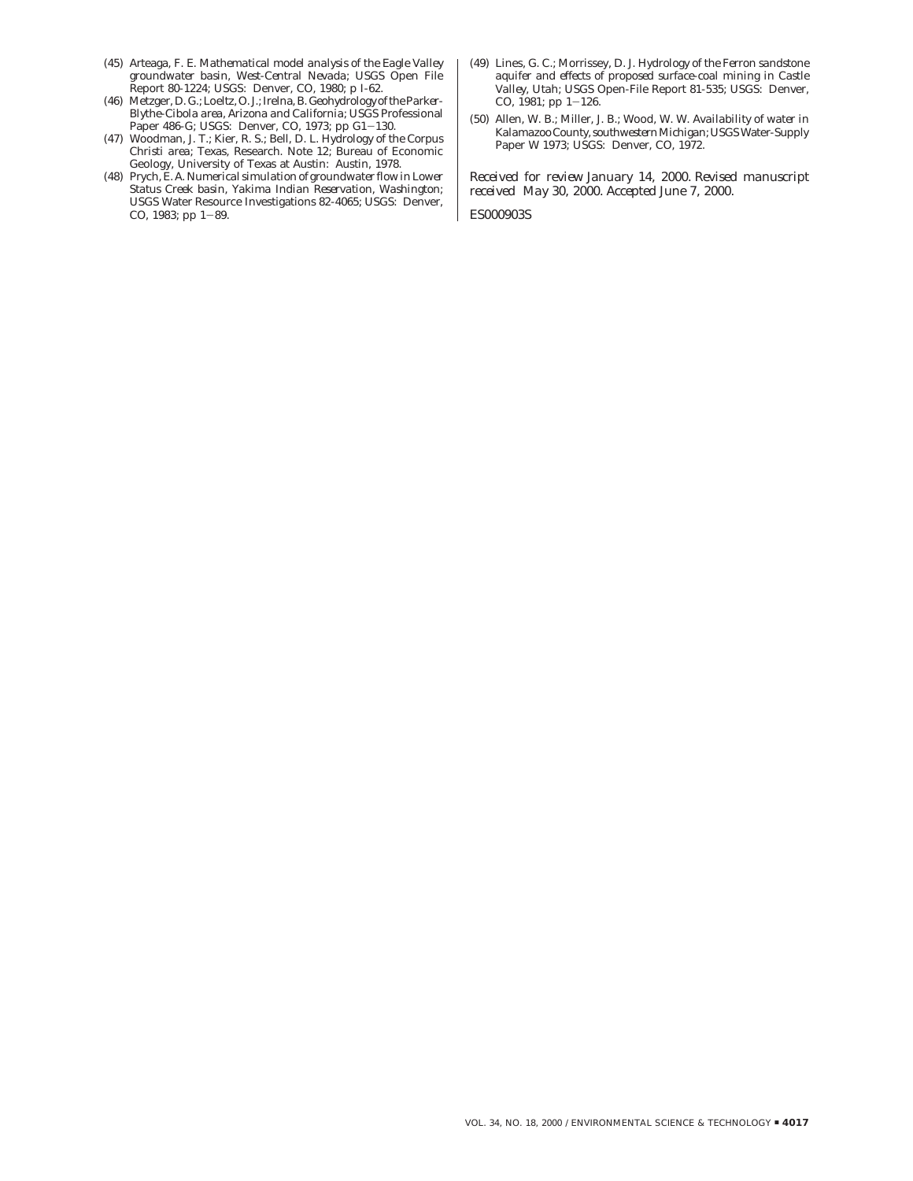(45) Arteaga, F. E. *Mathematical model analysis of the Eagle Valley groundwater basin, West-Central Nevada*; USGS Open File Report 80-1224; USGS: Denver, CO, 1980; p I-62.

(46) Metzger, D. G.; Loeltz, O. J.; Irelna, B. *Geohydrology of the Parker-Blythe-Cibola area, Arizona and California*; USGS Professional Paper 486-G; USGS: Denver, CO, 1973; pp G1–130.

(47) Woodman, J. T.; Kier, R. S.; Bell, D. L. *Hydrology of the Corpus Christi area*; Texas, Research. Note 12; Bureau of Economic Geology, University of Texas at Austin: Austin, 1978.

(48) Prych, E. A. *Numerical simulation of groundwater flow in Lower Status Creek basin, Yakima Indian Reservation, Washington*; USGS Water Resource Investigations 82-4065; USGS: Denver, CO, 1983; pp 1–89.

(49) Lines, G. C.; Morrissey, D. J. *Hydrology of the Ferron sandstone aquifer and effects of proposed surface-coal mining in Castle Valley, Utah*; USGS Open-File Report 81-535; USGS: Denver, CO, 1981; pp 1–126.

(50) Allen, W. B.; Miller, J. B.; Wood, W. W. *Availability of water in Kalamazoo County, southwestern Michigan*; USGS Water-Supply Paper W 1973; USGS: Denver, CO, 1972.

*Received for review January 14, 2000. Revised manuscript received May 30, 2000. Accepted June 7, 2000.*

ES000903S